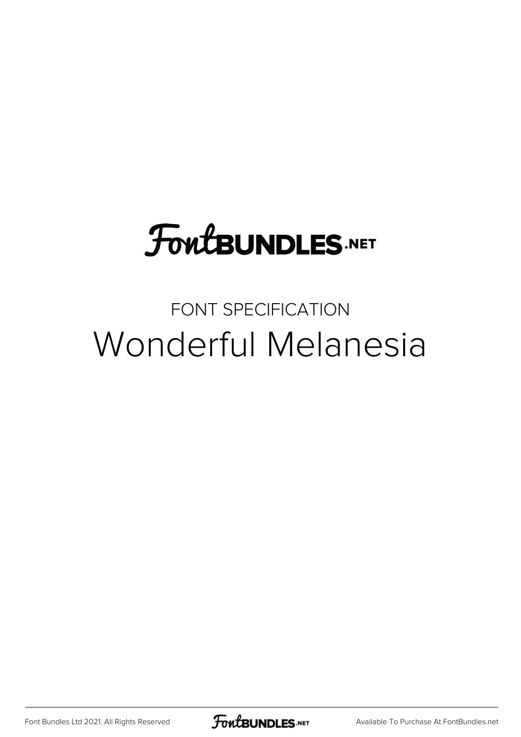FontBUNDLES.NET

FONT SPECIFICATION

# Wonderful Melanesia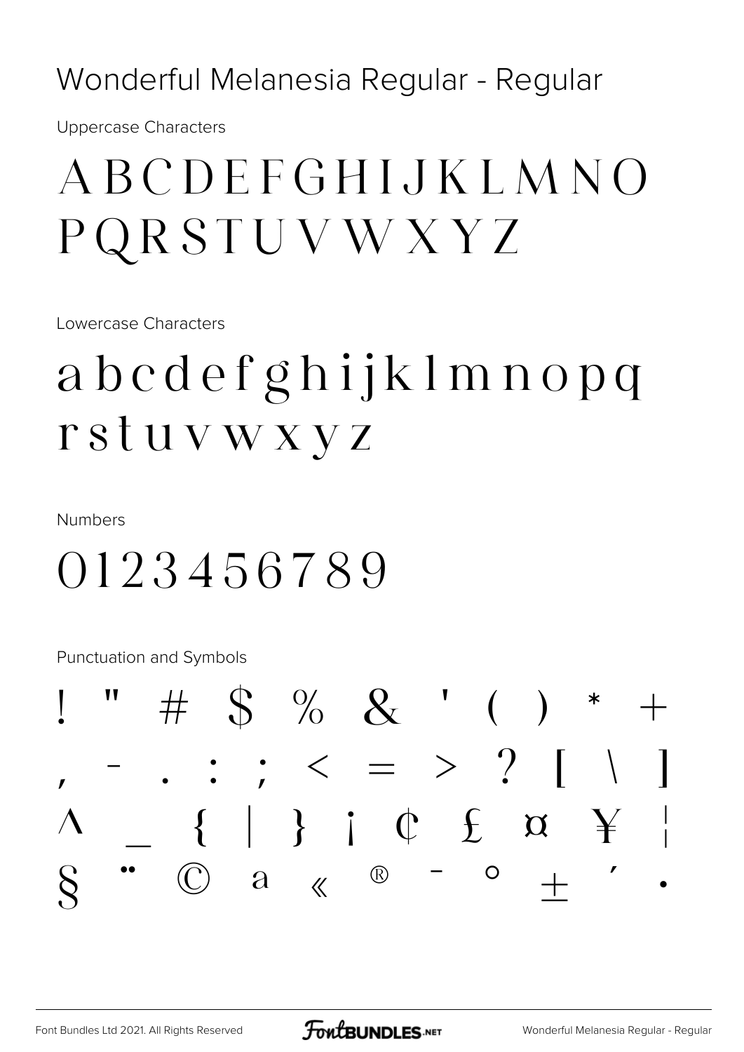# Wonderful Melanesia Regular - Regular

Uppercase Characters

A B C D E F G H I J K L M N O
P Q R S T U V W X Y Z

Lowercase Characters

a b c d e f g h i j k l m n o p q
r s t u v w x y z

Numbers

0 1 2 3 4 5 6 7 8 9

Punctuation and Symbols

! " # $ % & ' ( ) * +
, - . : ; < = > ? [ \ ]
^ _ { | } ¡ ¢ £ ¤ ¥ ¦
§ ¨ © ª « ® ¯ ° ± ´ ·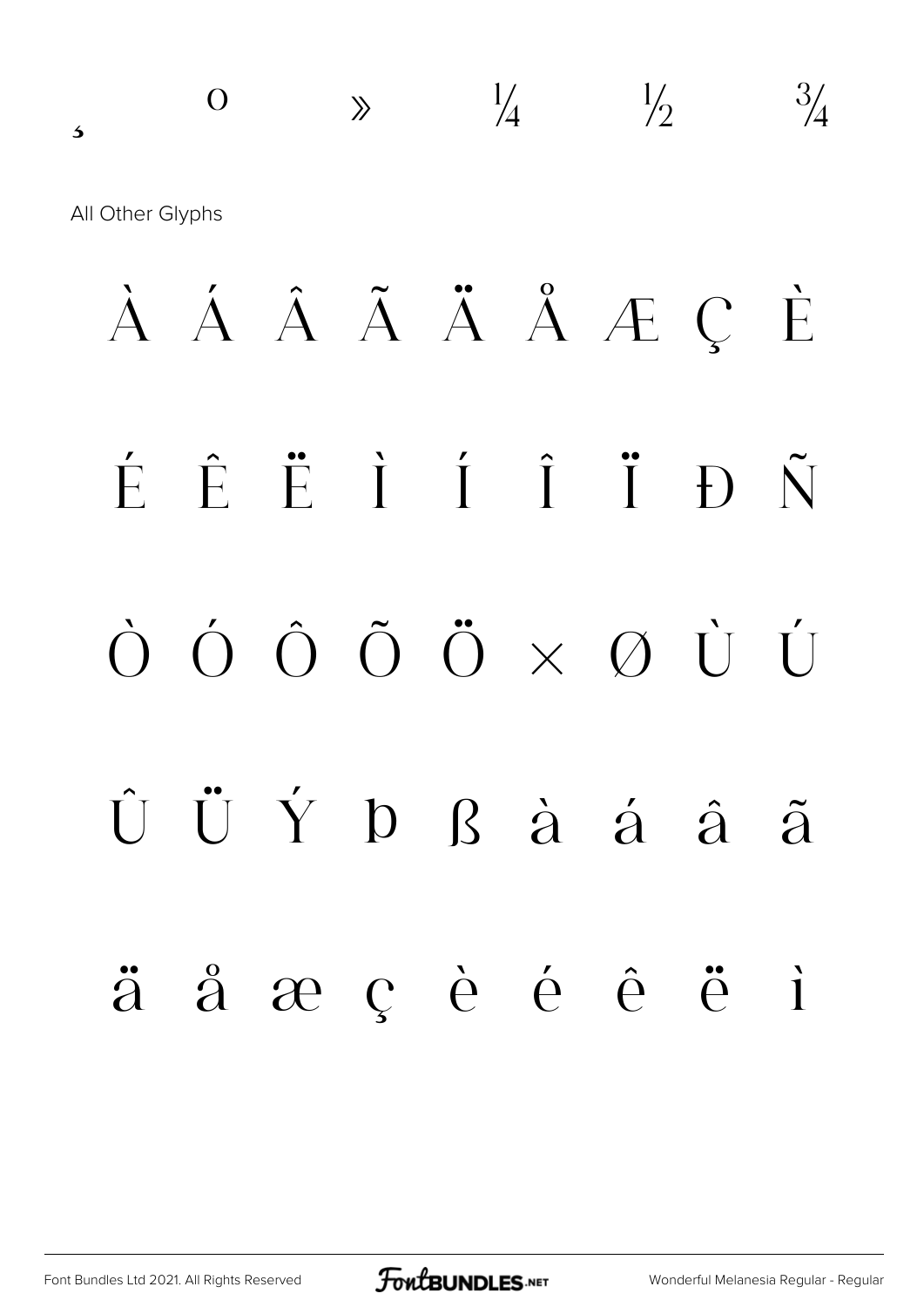¸ º » ¼ ½ ¾

All Other Glyphs

À Á Â Ã Ä Å Æ Ç È

É Ê Ë Ì Í Î Ï Ð Ñ

Ò Ó Ô Õ Ö × Ø Ù Ú

Û Ü Ý Þ ß à á â ã

ä å æ ç è é ê ë ì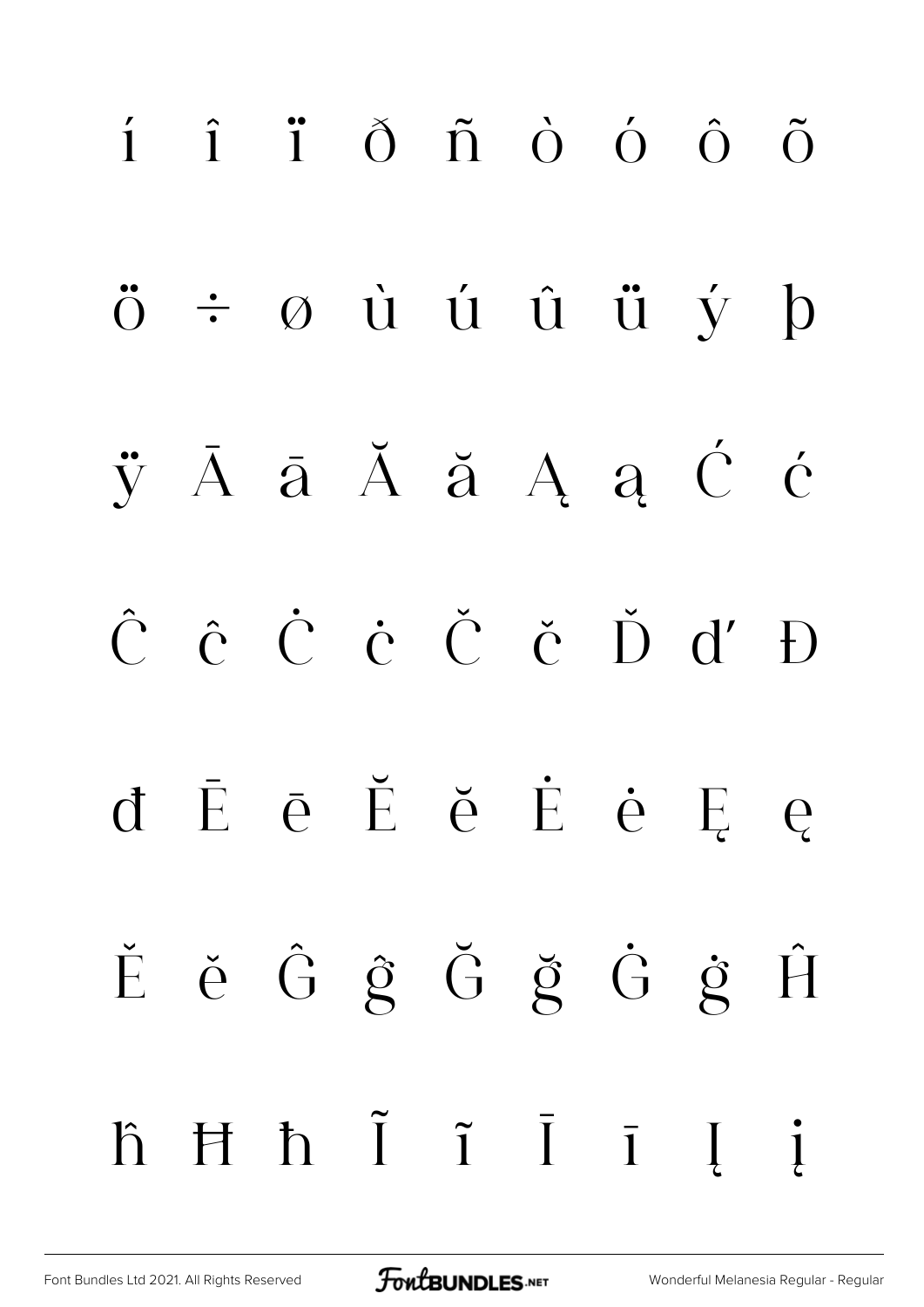í î ï ð ñ ò ó ô õ

ö ÷ ø ù ú û ü ý þ

ÿ Ā ā Ă ă Ą ą Ć ć

Ĉ ĉ Ċ ċ Č č Ď ď Đ

đ Ē ē Ĕ ĕ Ė ė Ę ę

Ě ě Ĝ ĝ Ğ ğ Ġ ġ Ĥ

ĥ Ħ ħ Ĩ ĩ Ī ī Į į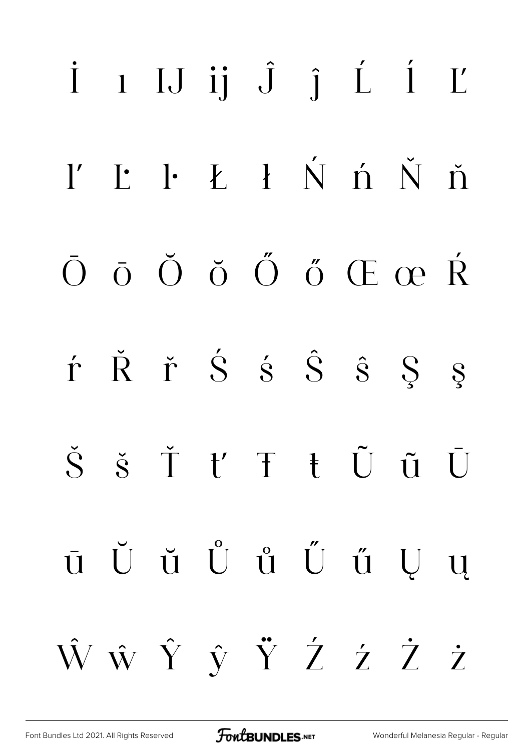İ ı Ĳ ĳ Ĵ ĵ Ĺ ĺ Ľ

ľ Ŀ ŀ Ł ł Ń ń Ň ň

Ō ō Ŏ ŏ Ő ő Œ œ Ŕ

ŕ Ř ř Ś ś Ŝ ŝ Ş ş

Š š Ť ť Ŧ ŧ Ũ ũ Ū

ū Ŭ ŭ Ů ů Ű ű Ų ų

Ŵ ŵ Ŷ ŷ Ÿ Ź ź Ż ż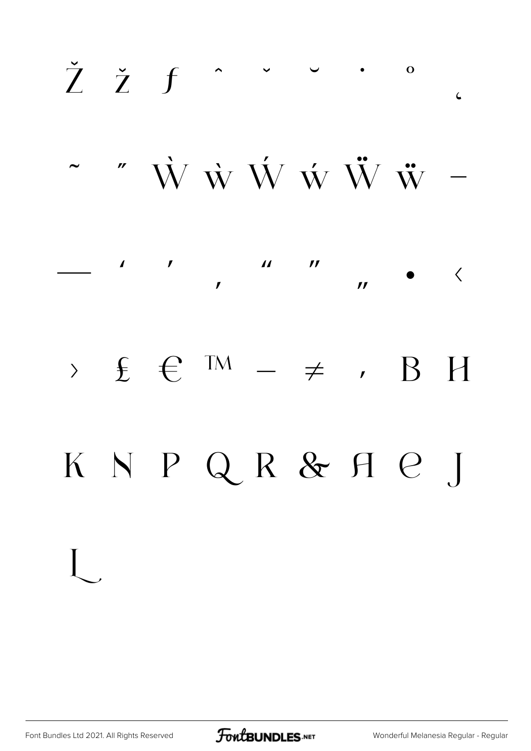Ž ž ƒ ˆ ˇ ˘ ˙ ˚ ˛

˜ ˝ Ẁ ẁ Ẃ ẃ Ẅ ẅ –

— ' ' ‚ " " „ • ‹

› ₤ € ™ − ≠ , B H

K N P Q R & A e J

L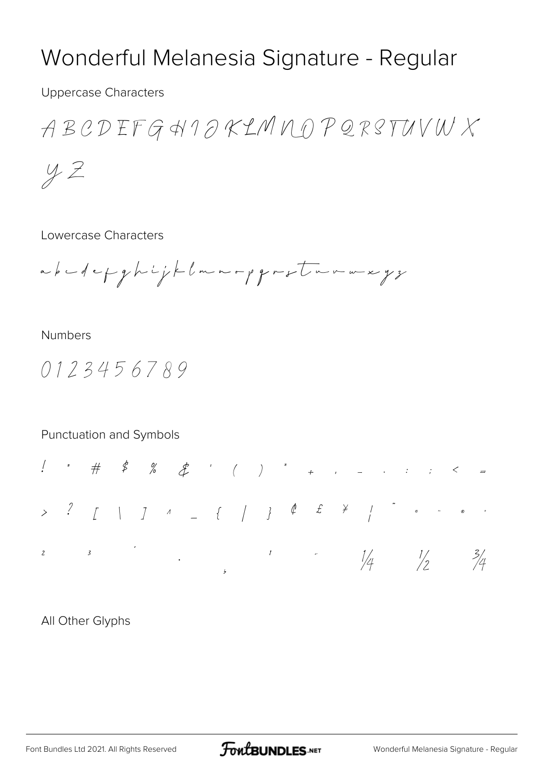# Wonderful Melanesia Signature - Regular

Uppercase Characters

A B C D E F G H I J K L M N O P Q R S T U V W X Y Z

Lowercase Characters

a b c d e f g h i j k l m n o p q r s t u v w x y z

Numbers

0 1 2 3 4 5 6 7 8 9

Punctuation and Symbols

! " # $ % & ' ( ) * + , - . : ; < =

> ? [ \ ] ^ _ { | } ¢ £ ¥ ¦ ¨ © ª ® °

² ³ ´ · ¸ ¹ º ¼ ½ ¾

All Other Glyphs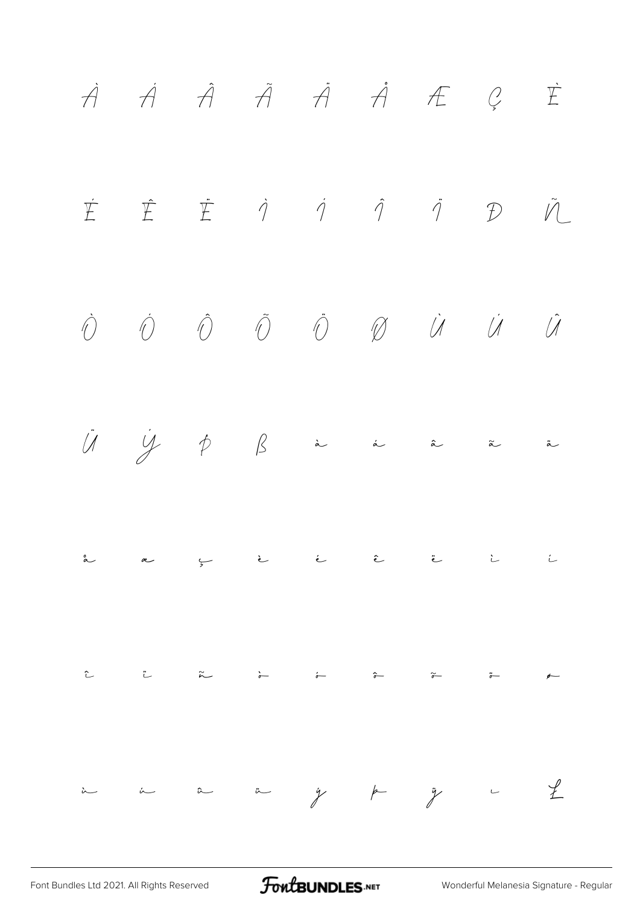À Á Â Ã Ä Å Æ Ç È

É Ê Ë Ì Í Î Ï Đ Ñ

Ò Ó Ô Õ Ö Ø Ù Ú Û

Ü Ý Þ ß à á â ã ä

å æ ç è é ê ë ì í

î ï ñ ò ó ô õ ö ø

ù ú û ü ý þ ÿ ı £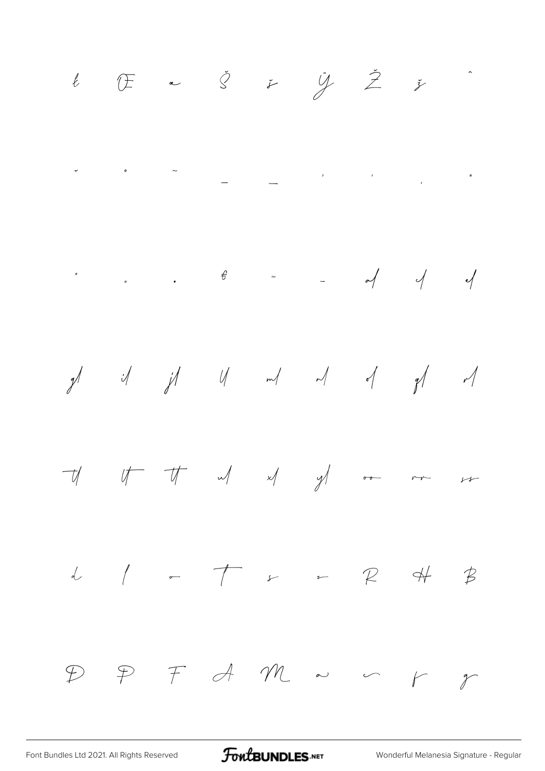ł Œ œ Š š Ÿ Ž ž ˆ

˘ ˚ ˜ – — ' ' ‚ "

" „ • € ™ - a/ c/ e/

g/ i/ j/ l/ m/ n/ o/ q/ r/

t/ tt tt u/ x/ y/ oo rr ss

d l o T s z R H B

D P F A M a c r g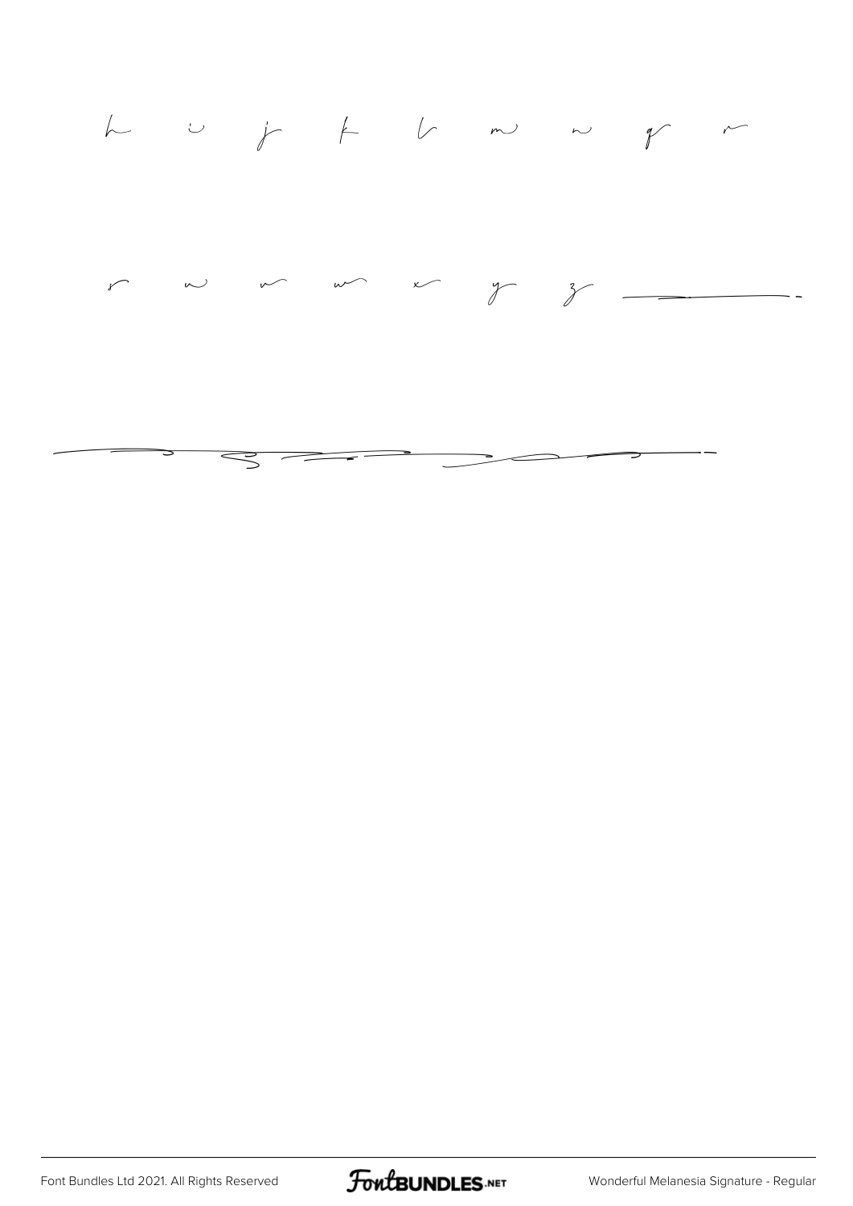h i j k l m n q r

s u v w x y z